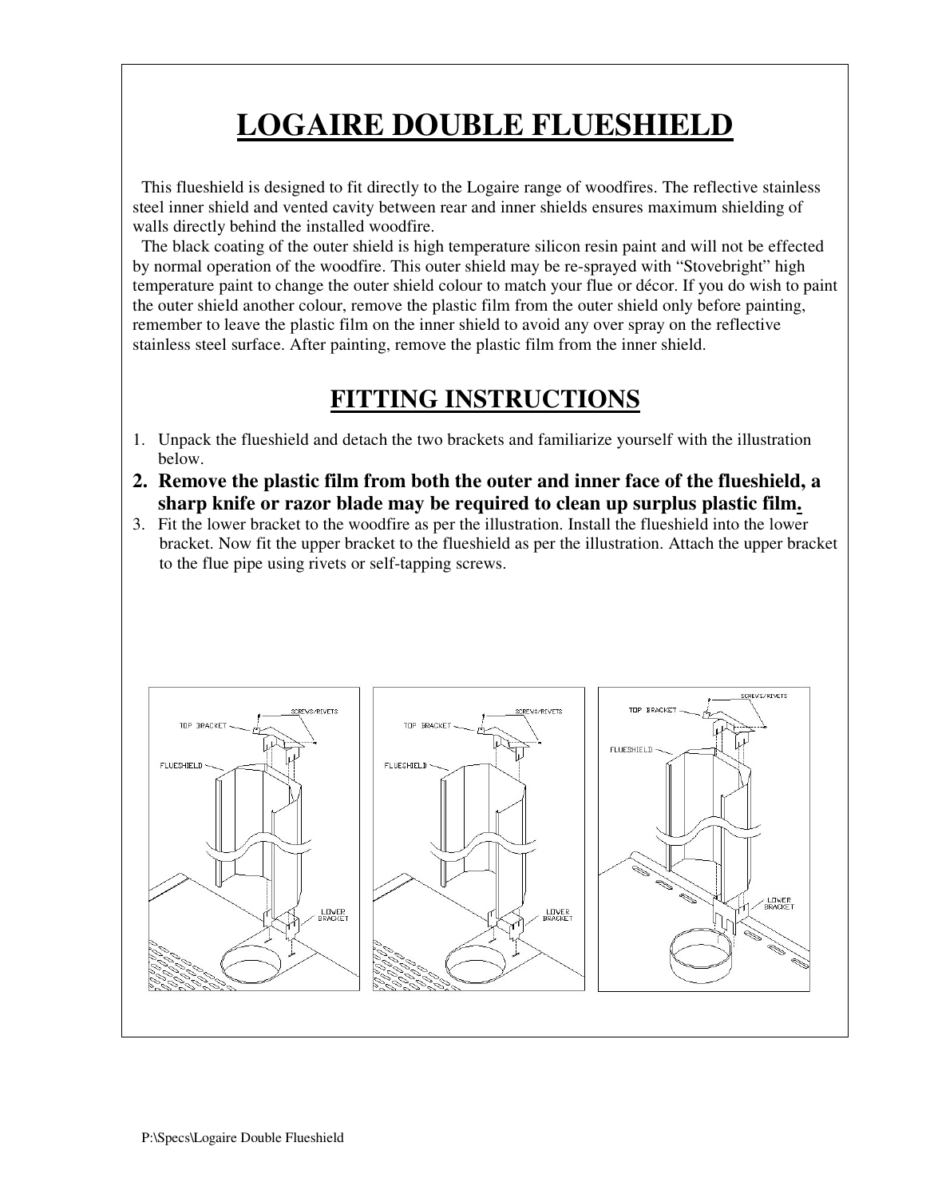# LOGAIRE DOUBLE FLUESHIELD

This flueshield is designed to fit directly to the Logaire range of woodfires. The reflective stainless steel inner shield and vented cavity between rear and inner shields ensures maximum shielding of walls directly behind the installed woodfire.

The black coating of the outer shield is high temperature silicon resin paint and will not be effected by normal operation of the woodfire. This outer shield may be re-sprayed with "Stovebright" high temperature paint to change the outer shield colour to match your flue or décor. If you do wish to paint the outer shield another colour, remove the plastic film from the outer shield only before painting, remember to leave the plastic film on the inner shield to avoid any over spray on the reflective stainless steel surface. After painting, remove the plastic film from the inner shield.

## FITTING INSTRUCTIONS

1. Unpack the flueshield and detach the two brackets and familiarize yourself with the illustration below.
2. **Remove the plastic film from both the outer and inner face of the flueshield, a sharp knife or razor blade may be required to clean up surplus plastic film.**
3. Fit the lower bracket to the woodfire as per the illustration. Install the flueshield into the lower bracket. Now fit the upper bracket to the flueshield as per the illustration. Attach the upper bracket to the flue pipe using rivets or self-tapping screws.

P:\Specs\Logaire Double Flueshield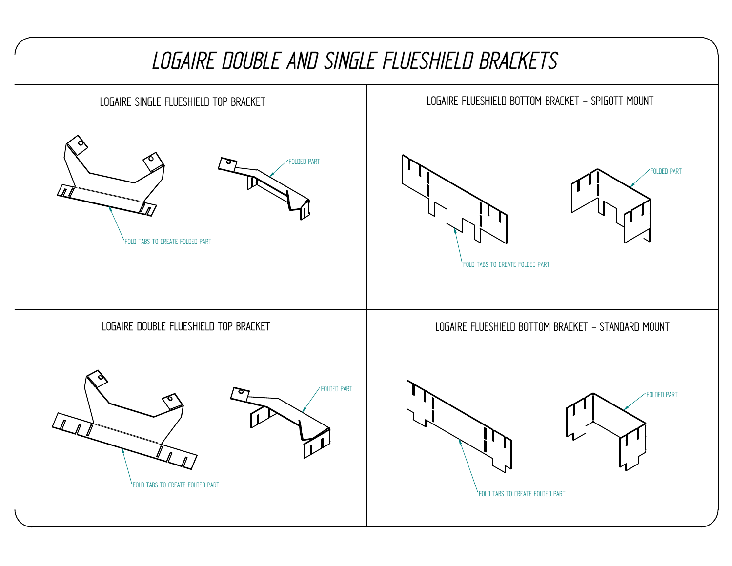# LOGAIRE DOUBLE AND SINGLE FLUESHIELD BRACKETS

## LOGAIRE SINGLE FLUESHIELD TOP BRACKET

FOLDED PART

FOLD TABS TO CREATE FOLDED PART

## LOGAIRE FLUESHIELD BOTTOM BRACKET – SPIGOTT MOUNT

FOLDED PART

FOLD TABS TO CREATE FOLDED PART

## LOGAIRE DOUBLE FLUESHIELD TOP BRACKET

FOLDED PART

FOLD TABS TO CREATE FOLDED PART

## LOGAIRE FLUESHIELD BOTTOM BRACKET – STANDARD MOUNT

FOLDED PART

FOLD TABS TO CREATE FOLDED PART